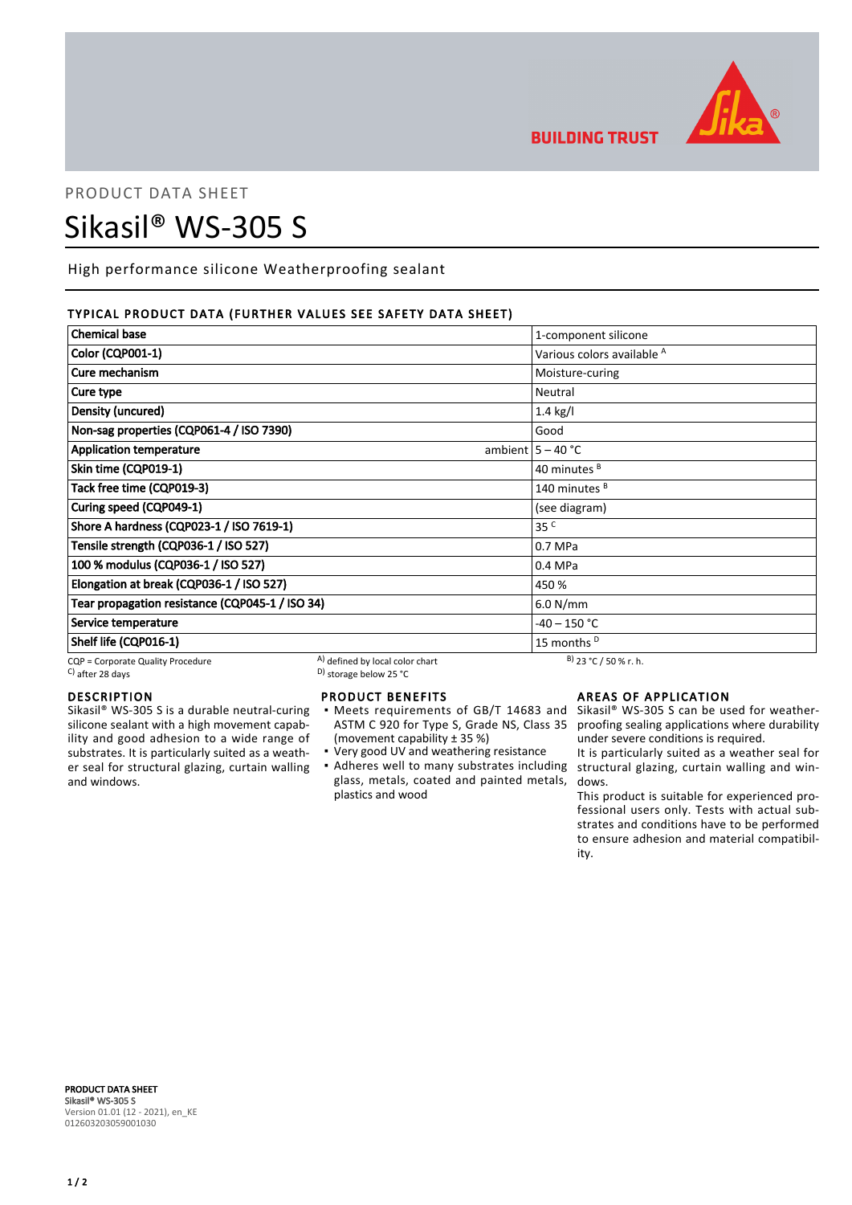PRODUCT DATA SHEET

# Sikasil® WS-305 S

High performance silicone Weatherproofing sealant

## TYPICAL PRODUCT DATA (FURTHER VALUES SEE SAFETY DATA SHEET)

| Property | Value |
|---|---|
| Chemical base | 1-component silicone |
| Color (CQP001-1) | Various colors available [A] |
| Cure mechanism | Moisture-curing |
| Cure type | Neutral |
| Density (uncured) | 1.4 kg/l |
| Non-sag properties (CQP061-4 / ISO 7390) | Good |
| Application temperature ambient | 5 – 40 °C |
| Skin time (CQP019-1) | 40 minutes [B] |
| Tack free time (CQP019-3) | 140 minutes [B] |
| Curing speed (CQP049-1) | (see diagram) |
| Shore A hardness (CQP023-1 / ISO 7619-1) | 35 [C] |
| Tensile strength (CQP036-1 / ISO 527) | 0.7 MPa |
| 100 % modulus (CQP036-1 / ISO 527) | 0.4 MPa |
| Elongation at break (CQP036-1 / ISO 527) | 450 % |
| Tear propagation resistance (CQP045-1 / ISO 34) | 6.0 N/mm |
| Service temperature | -40 – 150 °C |
| Shelf life (CQP016-1) | 15 months [D] |

CQP = Corporate Quality Procedure
[A] defined by local color chart
[B] 23 °C / 50 % r. h.
[C] after 28 days
[D] storage below 25 °C

## DESCRIPTION

Sikasil® WS-305 S is a durable neutral-curing silicone sealant with a high movement capability and good adhesion to a wide range of substrates. It is particularly suited as a weather seal for structural glazing, curtain walling and windows.

## PRODUCT BENEFITS

- Meets requirements of GB/T 14683 and ASTM C 920 for Type S, Grade NS, Class 35 (movement capability ± 35 %)
- Very good UV and weathering resistance
- Adheres well to many substrates including glass, metals, coated and painted metals, plastics and wood

## AREAS OF APPLICATION

Sikasil® WS-305 S can be used for weatherproofing sealing applications where durability under severe conditions is required.

It is particularly suited as a weather seal for structural glazing, curtain walling and windows.

This product is suitable for experienced professional users only. Tests with actual substrates and conditions have to be performed to ensure adhesion and material compatibility.

**PRODUCT DATA SHEET**
**Sikasil® WS-305 S**
Version 01.01 (12 - 2021), en_KE
012603203059001030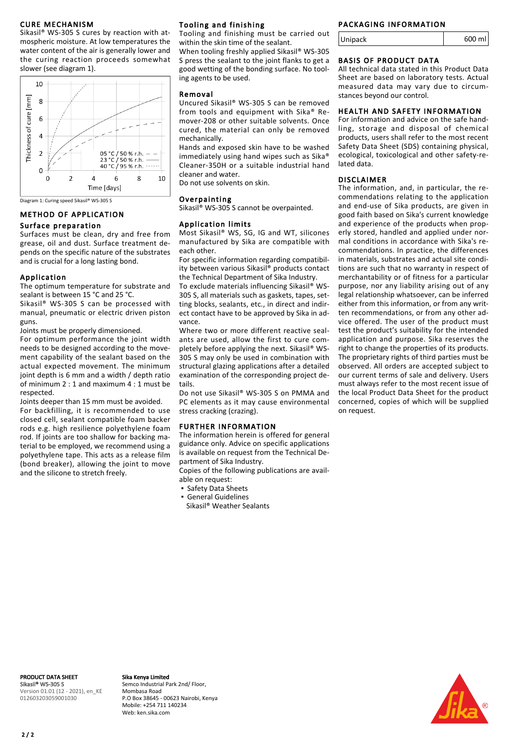## CURE MECHANISM

Sikasil® WS-305 S cures by reaction with atmospheric moisture. At low temperatures the water content of the air is generally lower and the curing reaction proceeds somewhat slower (see diagram 1).

Thickness of cure [mm]
10
8
6
4
2
0
0 2 4 6 8 10
Time [days]
05 °C / 50 % r.h.
23 °C / 50 % r.h.
40 °C / 95 % r.h.

Diagram 1: Curing speed Sikasil® WS-305 S

## METHOD OF APPLICATION

### Surface preparation

Surfaces must be clean, dry and free from grease, oil and dust. Surface treatment depends on the specific nature of the substrates and is crucial for a long lasting bond.

### Application

The optimum temperature for substrate and sealant is between 15 °C and 25 °C.

Sikasil® WS-305 S can be processed with manual, pneumatic or electric driven piston guns.

Joints must be properly dimensioned.

For optimum performance the joint width needs to be designed according to the movement capability of the sealant based on the actual expected movement. The minimum joint depth is 6 mm and a width / depth ratio of minimum 2 : 1 and maximum 4 : 1 must be respected.

Joints deeper than 15 mm must be avoided.

For backfilling, it is recommended to use closed cell, sealant compatible foam backer rods e.g. high resilience polyethylene foam rod. If joints are too shallow for backing material to be employed, we recommend using a polyethylene tape. This acts as a release film (bond breaker), allowing the joint to move and the silicone to stretch freely.

### Tooling and finishing

Tooling and finishing must be carried out within the skin time of the sealant.

When tooling freshly applied Sikasil® WS-305 S press the sealant to the joint flanks to get a good wetting of the bonding surface. No tooling agents to be used.

### Removal

Uncured Sikasil® WS-305 S can be removed from tools and equipment with Sika® Remover-208 or other suitable solvents. Once cured, the material can only be removed mechanically.

Hands and exposed skin have to be washed immediately using hand wipes such as Sika® Cleaner-350H or a suitable industrial hand cleaner and water.

Do not use solvents on skin.

### Overpainting

Sikasil® WS-305 S cannot be overpainted.

### Application limits

Most Sikasil® WS, SG, IG and WT, silicones manufactured by Sika are compatible with each other.

For specific information regarding compatibility between various Sikasil® products contact the Technical Department of Sika Industry.

To exclude materials influencing Sikasil® WS-305 S, all materials such as gaskets, tapes, setting blocks, sealants, etc., in direct and indirect contact have to be approved by Sika in advance.

Where two or more different reactive sealants are used, allow the first to cure completely before applying the next. Sikasil® WS-305 S may only be used in combination with structural glazing applications after a detailed examination of the corresponding project details.

Do not use Sikasil® WS-305 S on PMMA and PC elements as it may cause environmental stress cracking (crazing).

## FURTHER INFORMATION

The information herein is offered for general guidance only. Advice on specific applications is available on request from the Technical Department of Sika Industry.

Copies of the following publications are available on request:

- Safety Data Sheets
- General Guidelines
  Sikasil® Weather Sealants

## PACKAGING INFORMATION

| | |
|---|---|
| Unipack | 600 ml |

## BASIS OF PRODUCT DATA

All technical data stated in this Product Data Sheet are based on laboratory tests. Actual measured data may vary due to circumstances beyond our control.

## HEALTH AND SAFETY INFORMATION

For information and advice on the safe handling, storage and disposal of chemical products, users shall refer to the most recent Safety Data Sheet (SDS) containing physical, ecological, toxicological and other safety-related data.

## DISCLAIMER

The information, and, in particular, the recommendations relating to the application and end-use of Sika products, are given in good faith based on Sika's current knowledge and experience of the products when properly stored, handled and applied under normal conditions in accordance with Sika's recommendations. In practice, the differences in materials, substrates and actual site conditions are such that no warranty in respect of merchantability or of fitness for a particular purpose, nor any liability arising out of any legal relationship whatsoever, can be inferred either from this information, or from any written recommendations, or from any other advice offered. The user of the product must test the product's suitability for the intended application and purpose. Sika reserves the right to change the properties of its products. The proprietary rights of third parties must be observed. All orders are accepted subject to our current terms of sale and delivery. Users must always refer to the most recent issue of the local Product Data Sheet for the product concerned, copies of which will be supplied on request.

**PRODUCT DATA SHEET**
**Sikasil® WS-305 S**
Version 01.01 (12 - 2021), en_KE
012603203059001030

**Sika Kenya Limited**
Semco Industrial Park 2nd/ Floor,
Mombasa Road
P.O Box 38645 - 00623 Nairobi, Kenya
Mobile: +254 711 140234
Web: ken.sika.com